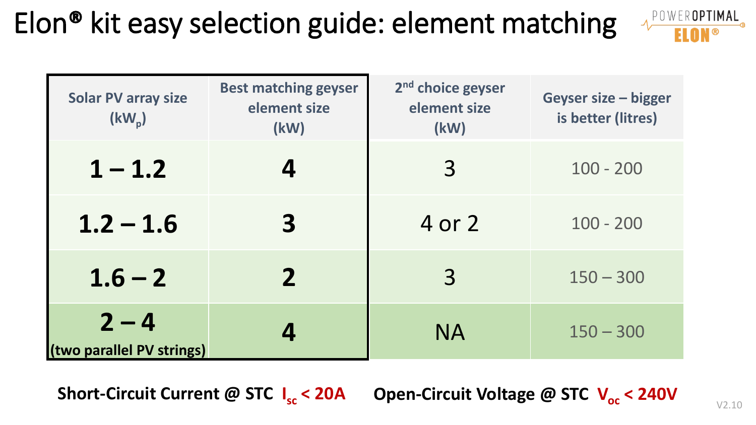# Elon® kit easy selection guide: element matching

| Solar PV array size ($kW_p$) | Best matching geyser element size (kW) | 2nd choice geyser element size (kW) | Geyser size – bigger is better (litres) |
|---|---|---|---|
| **1 – 1.2** | **4** | 3 | 100 - 200 |
| **1.2 – 1.6** | **3** | 4 or 2 | 100 - 200 |
| **1.6 – 2** | **2** | 3 | 150 – 300 |
| **2 – 4** (two parallel PV strings) | **4** | NA | 150 – 300 |

**Short-Circuit Current @ STC $I_{sc}$ < 20A** **Open-Circuit Voltage @ STC $V_{oc}$ < 240V**

V2.10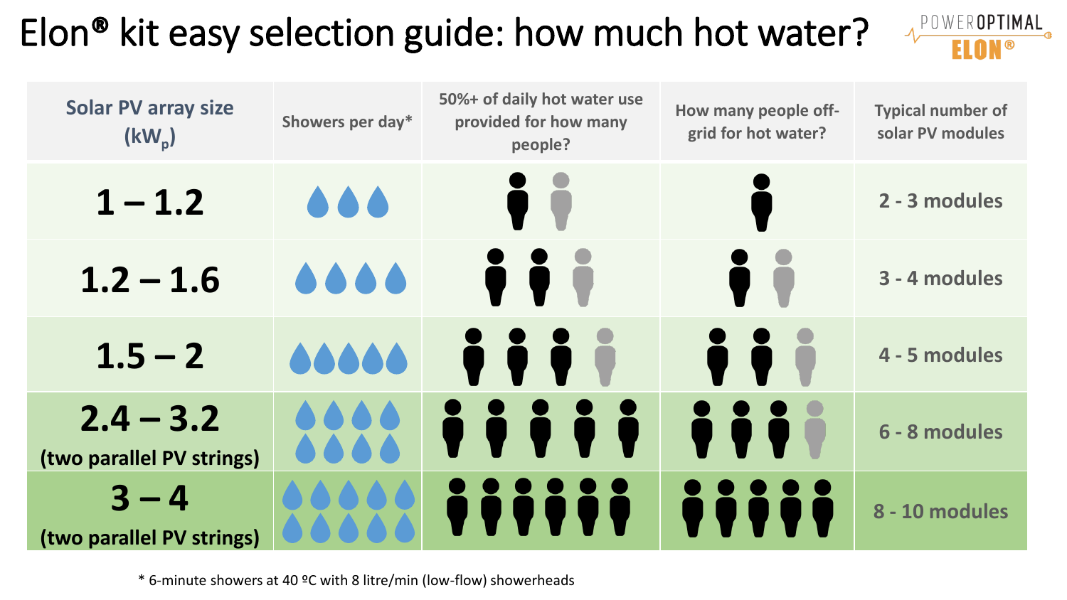# Elon® kit easy selection guide: how much hot water?

| Solar PV array size ($kW_p$) | Showers per day* | 50%+ of daily hot water use provided for how many people? | How many people off-grid for hot water? | Typical number of solar PV modules |
|---|---|---|---|---|
| **1 – 1.2** | 3 | 1 – 2 | 1 | 2 - 3 modules |
| **1.2 – 1.6** | 4 | 2 – 3 | 1 – 2 | 3 - 4 modules |
| **1.5 – 2** | 5 | 3 – 4 | 2 – 3 | 4 - 5 modules |
| **2.4 – 3.2** (two parallel PV strings) | 8 | 5 | 3 – 4 | 6 - 8 modules |
| **3 – 4** (two parallel PV strings) | 10 | 6 | 5 | 8 - 10 modules |

\* 6-minute showers at 40 ºC with 8 litre/min (low-flow) showerheads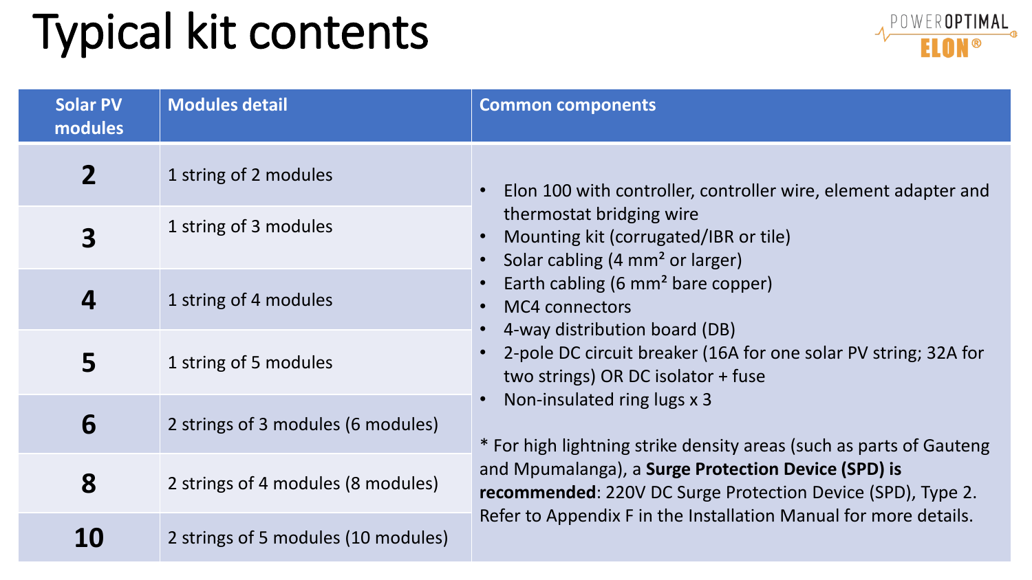# Typical kit contents

| Solar PV modules | Modules detail | Common components |
|---|---|---|
| **2** | 1 string of 2 modules | • Elon 100 with controller, controller wire, element adapter and thermostat bridging wire<br>• Mounting kit (corrugated/IBR or tile)<br>• Solar cabling (4 mm² or larger)<br>• Earth cabling (6 mm² bare copper)<br>• MC4 connectors<br>• 4-way distribution board (DB)<br>• 2-pole DC circuit breaker (16A for one solar PV string; 32A for two strings) OR DC isolator + fuse<br>• Non-insulated ring lugs x 3<br><br>* For high lightning strike density areas (such as parts of Gauteng and Mpumalanga), a **Surge Protection Device (SPD) is recommended**: 220V DC Surge Protection Device (SPD), Type 2. Refer to Appendix F in the Installation Manual for more details. |
| **3** | 1 string of 3 modules | |
| **4** | 1 string of 4 modules | |
| **5** | 1 string of 5 modules | |
| **6** | 2 strings of 3 modules (6 modules) | |
| **8** | 2 strings of 4 modules (8 modules) | |
| **10** | 2 strings of 5 modules (10 modules) | |